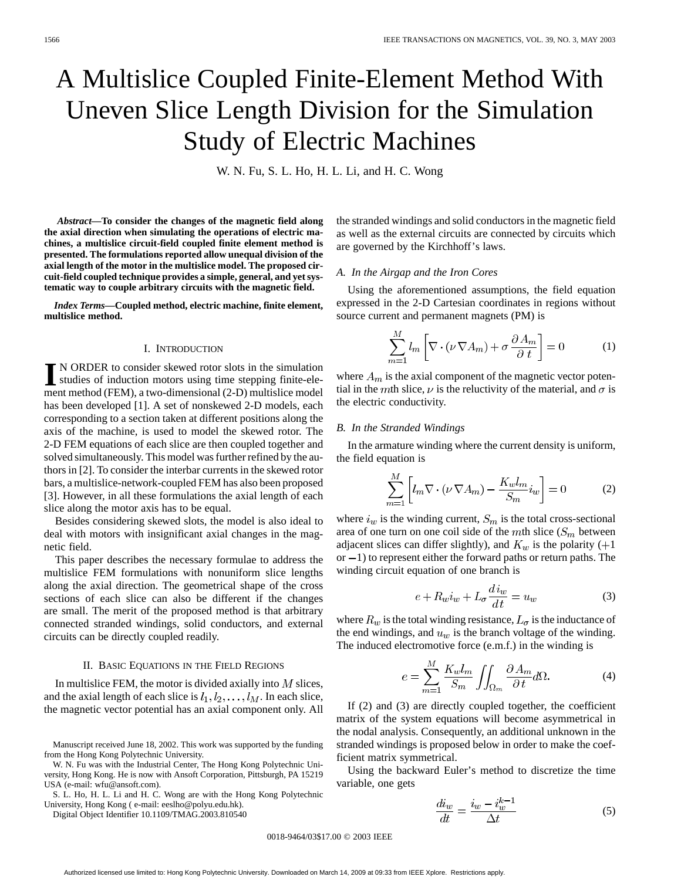# A Multislice Coupled Finite-Element Method With Uneven Slice Length Division for the Simulation Study of Electric Machines

W. N. Fu, S. L. Ho, H. L. Li, and H. C. Wong

***Abstract*—To consider the changes of the magnetic field along the axial direction when simulating the operations of electric machines, a multislice circuit-field coupled finite element method is presented. The formulations reported allow unequal division of the axial length of the motor in the multislice model. The proposed circuit-field coupled technique provides a simple, general, and yet systematic way to couple arbitrary circuits with the magnetic field.**

***Index Terms*—Coupled method, electric machine, finite element, multislice method.**

## I. Introduction

IN ORDER to consider skewed rotor slots in the simulation studies of induction motors using time stepping finite-element method (FEM), a two-dimensional (2-D) multislice model has been developed [1]. A set of nonskewed 2-D models, each corresponding to a section taken at different positions along the axis of the machine, is used to model the skewed rotor. The 2-D FEM equations of each slice are then coupled together and solved simultaneously. This model was further refined by the authors in [2]. To consider the interbar currents in the skewed rotor bars, a multislice-network-coupled FEM has also been proposed [3]. However, in all these formulations the axial length of each slice along the motor axis has to be equal.

Besides considering skewed slots, the model is also ideal to deal with motors with insignificant axial changes in the magnetic field.

This paper describes the necessary formulae to address the multislice FEM formulations with nonuniform slice lengths along the axial direction. The geometrical shape of the cross sections of each slice can also be different if the changes are small. The merit of the proposed method is that arbitrary connected stranded windings, solid conductors, and external circuits can be directly coupled readily.

## II. Basic Equations in the Field Regions

In multislice FEM, the motor is divided axially into $M$ slices, and the axial length of each slice is $l_1, l_2, \ldots, l_M$. In each slice, the magnetic vector potential has an axial component only. All the stranded windings and solid conductors in the magnetic field as well as the external circuits are connected by circuits which are governed by the Kirchhoff's laws.

### A. In the Airgap and the Iron Cores

Using the aforementioned assumptions, the field equation expressed in the 2-D Cartesian coordinates in regions without source current and permanent magnets (PM) is

$$\sum_{m=1}^{M} l_m \left[ \nabla \cdot (\nu \nabla A_m) + \sigma \frac{\partial A_m}{\partial t} \right] = 0 \tag{1}$$

where $A_m$ is the axial component of the magnetic vector potential in the $m$th slice, $\nu$ is the reluctivity of the material, and $\sigma$ is the electric conductivity.

### B. In the Stranded Windings

In the armature winding where the current density is uniform, the field equation is

$$\sum_{m=1}^{M} \left[ l_m \nabla \cdot (\nu \nabla A_m) - \frac{K_w l_m}{S_m} i_w \right] = 0 \tag{2}$$

where $i_w$ is the winding current, $S_m$ is the total cross-sectional area of one turn on one coil side of the $m$th slice ($S_m$ between adjacent slices can differ slightly), and $K_w$ is the polarity ($+1$ or $-1$) to represent either the forward paths or return paths. The winding circuit equation of one branch is

$$e + R_w i_w + L_\sigma \frac{d i_w}{dt} = u_w \tag{3}$$

where $R_w$ is the total winding resistance, $L_\sigma$ is the inductance of the end windings, and $u_w$ is the branch voltage of the winding. The induced electromotive force (e.m.f.) in the winding is

$$e = \sum_{m=1}^{M} \frac{K_w l_m}{S_m} \iint_{\Omega_m} \frac{\partial A_m}{\partial t} d\Omega. \tag{4}$$

If (2) and (3) are directly coupled together, the coefficient matrix of the system equations will become asymmetrical in the nodal analysis. Consequently, an additional unknown in the stranded windings is proposed below in order to make the coefficient matrix symmetrical.

Using the backward Euler's method to discretize the time variable, one gets

$$\frac{d i_w}{dt} = \frac{i_w - i_w^{k-1}}{\Delta t} \tag{5}$$

Manuscript received June 18, 2002. This work was supported by the funding from the Hong Kong Polytechnic University.

W. N. Fu was with the Industrial Center, The Hong Kong Polytechnic University, Hong Kong. He is now with Ansoft Corporation, Pittsburgh, PA 15219 USA (e-mail: wfu@ansoft.com).

S. L. Ho, H. L. Li and H. C. Wong are with the Hong Kong Polytechnic University, Hong Kong ( e-mail: eeslho@polyu.edu.hk).

Digital Object Identifier 10.1109/TMAG.2003.810540

0018-9464/03$17.00 © 2003 IEEE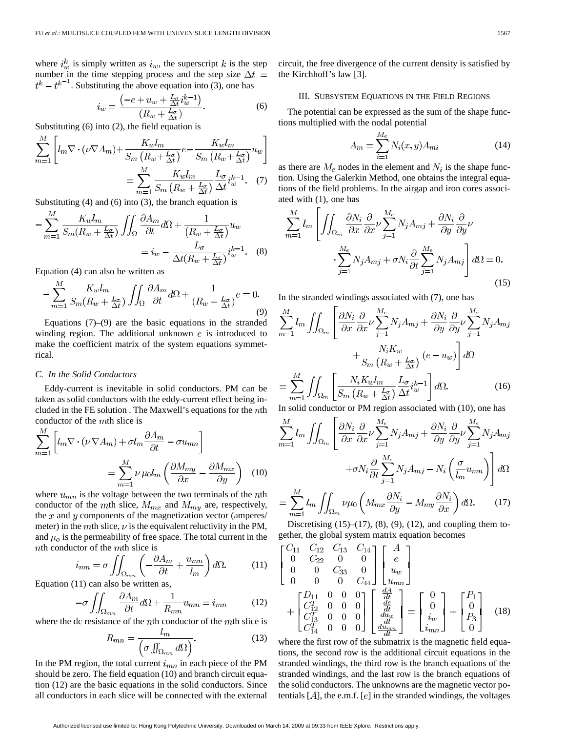where $i_w^k$ is simply written as $i_w$, the superscript $k$ is the step number in the time stepping process and the step size $\Delta t = t^k - t^{k-1}$. Substituting the above equation into (3), one has

$$i_w = \frac{\left(-e + u_w + \frac{L_\sigma}{\Delta t} i_w^{k-1}\right)}{\left(R_w + \frac{L_\sigma}{\Delta t}\right)}. \tag{6}$$

Substituting (6) into (2), the field equation is

$$\sum_{m=1}^{M}\left[l_m \nabla\cdot(\nu\nabla A_m) + \frac{K_w l_m}{S_m\left(R_w + \frac{L_\sigma}{\Delta t}\right)} e - \frac{K_w l_m}{S_m\left(R_w + \frac{L_\sigma}{\Delta t}\right)} u_w\right] = \sum_{m=1}^{M} \frac{K_w l_m}{S_m\left(R_w + \frac{L_\sigma}{\Delta t}\right)} \frac{L_\sigma}{\Delta t} i_w^{k-1}. \tag{7}$$

Substituting (4) and (6) into (3), the branch equation is

$$-\sum_{m=1}^{M} \frac{K_w l_m}{S_m(R_w + \frac{L_\sigma}{\Delta t})} \iint_\Omega \frac{\partial A_m}{\partial t} d\Omega + \frac{1}{\left(R_w + \frac{L_\sigma}{\Delta t}\right)} u_w = i_w - \frac{L_\sigma}{\Delta t(R_w + \frac{L_\sigma}{\Delta t})} i_w^{k-1}. \tag{8}$$

Equation (4) can also be written as

$$-\sum_{m=1}^{M} \frac{K_w l_m}{S_m(R_w + \frac{L_\sigma}{\Delta t})} \iint_\Omega \frac{\partial A_m}{\partial t} d\Omega + \frac{1}{\left(R_w + \frac{L_\sigma}{\Delta t}\right)} e = 0. \tag{9}$$

Equations (7)–(9) are the basic equations in the stranded winding region. The additional unknown $e$ is introduced to make the coefficient matrix of the system equations symmetrical.

### C. In the Solid Conductors

Eddy-current is inevitable in solid conductors. PM can be taken as solid conductors with the eddy-current effect being included in the FE solution . The Maxwell's equations for the $n$th conductor of the $m$th slice is

$$\sum_{m=1}^{M}\left[l_m \nabla\cdot(\nu\nabla A_m) + \sigma l_m \frac{\partial A_m}{\partial t} - \sigma u_{mn}\right] = \sum_{m=1}^{M} \nu\,\mu_0 l_m \left(\frac{\partial M_{my}}{\partial x} - \frac{\partial M_{mx}}{\partial y}\right) \tag{10}$$

where $u_{mn}$ is the voltage between the two terminals of the $n$th conductor of the $m$th slice, $M_{mx}$ and $M_{my}$ are, respectively, the $x$ and $y$ components of the magnetization vector (amperes/meter) in the $m$th slice, $\nu$ is the equivalent reluctivity in the PM, and $\mu_o$ is the permeability of free space. The total current in the $n$th conductor of the $m$th slice is

$$i_{mn} = \sigma \iint_{\Omega_{mn}} \left(-\frac{\partial A_m}{\partial t} + \frac{u_{mn}}{l_m}\right) d\Omega. \tag{11}$$

Equation (11) can also be written as,

$$-\sigma \iint_{\Omega_{mn}} \frac{\partial A_m}{\partial t} d\Omega + \frac{1}{R_{mn}} u_{mn} = i_{mn} \tag{12}$$

where the dc resistance of the $n$th conductor of the $m$th slice is

$$R_{mn} = \frac{l_m}{\left(\sigma \iint_{\Omega_{mn}} d\Omega\right)}. \tag{13}$$

In the PM region, the total current $i_{mn}$ in each piece of the PM should be zero. The field equation (10) and branch circuit equation (12) are the basic equations in the solid conductors. Since all conductors in each slice will be connected with the external circuit, the free divergence of the current density is satisfied by the Kirchhoff's law [3].

## III. Subsystem Equations in the Field Regions

The potential can be expressed as the sum of the shape functions multiplied with the nodal potential

$$A_m = \sum_{i=1}^{M_e} N_i(x,y) A_{mi} \tag{14}$$

as there are $M_e$ nodes in the element and $N_i$ is the shape function. Using the Galerkin Method, one obtains the integral equations of the field problems. In the airgap and iron cores associated with (1), one has

$$\sum_{m=1}^{M} l_m \left[\iint_{\Omega_m} \frac{\partial N_i}{\partial x}\frac{\partial}{\partial x}\nu \sum_{j=1}^{M_e} N_j A_{mj} + \frac{\partial N_i}{\partial y}\frac{\partial}{\partial y}\nu \cdot \sum_{j=1}^{M_e} N_j A_{mj} + \sigma N_i \frac{\partial}{\partial t}\sum_{j=1}^{M_e} N_j A_{mj}\right] d\Omega = 0. \tag{15}$$

In the stranded windings associated with (7), one has

$$\sum_{m=1}^{M} l_m \iint_{\Omega_m} \left[\frac{\partial N_i}{\partial x}\frac{\partial}{\partial x}\nu \sum_{j=1}^{M_e} N_j A_{mj} + \frac{\partial N_i}{\partial y}\frac{\partial}{\partial y}\nu \sum_{j=1}^{M_e} N_j A_{mj} + \frac{N_i K_w}{S_m\left(R_w + \frac{L_\sigma}{\Delta t}\right)}(e - u_w)\right] d\Omega = \sum_{m=1}^{M} \iint_{\Omega_m} \left[\frac{N_i K_w l_m}{S_m\left(R_w + \frac{L_\sigma}{\Delta t}\right)} \frac{L_\sigma}{\Delta t} i_w^{k-1}\right] d\Omega. \tag{16}$$

In solid conductor or PM region associated with (10), one has

$$\sum_{m=1}^{M} l_m \iint_{\Omega_m} \left[\frac{\partial N_i}{\partial x}\frac{\partial}{\partial x}\nu \sum_{j=1}^{M_e} N_j A_{mj} + \frac{\partial N_i}{\partial y}\frac{\partial}{\partial y}\nu \sum_{j=1}^{M_e} N_j A_{mj} + \sigma N_i \frac{\partial}{\partial t}\sum_{j=1}^{M_e} N_j A_{mj} - N_i\left(\frac{\sigma}{l_m} u_{mn}\right)\right] d\Omega = \sum_{m=1}^{M} l_m \iint_{\Omega_m} \nu\mu_0 \left(M_{mx}\frac{\partial N_i}{\partial y} - M_{my}\frac{\partial N_i}{\partial x}\right) d\Omega. \tag{17}$$

Discretising (15)–(17), (8), (9), (12), and coupling them together, the global system matrix equation becomes

$$\begin{bmatrix} C_{11} & C_{12} & C_{13} & C_{14} \\ 0 & C_{22} & 0 & 0 \\ 0 & 0 & C_{33} & 0 \\ 0 & 0 & 0 & C_{44} \end{bmatrix} \begin{bmatrix} A \\ e \\ u_w \\ u_{mn} \end{bmatrix} + \begin{bmatrix} D_{11} & 0 & 0 & 0 \\ C_{12}^T & 0 & 0 & 0 \\ C_{13}^T & 0 & 0 & 0 \\ C_{14}^T & 0 & 0 & 0 \end{bmatrix} \begin{bmatrix} \frac{dA}{dt} \\ \frac{de}{dt} \\ \frac{du_w}{dt} \\ \frac{du_{mn}}{dt} \end{bmatrix} = \begin{bmatrix} 0 \\ 0 \\ i_w \\ i_{mn} \end{bmatrix} + \begin{bmatrix} P_1 \\ 0 \\ P_3 \\ 0 \end{bmatrix} \tag{18}$$

where the first row of the submatrix is the magnetic field equations, the second row is the additional circuit equations in the stranded windings, the third row is the branch equations of the stranded windings, and the last row is the branch equations of the solid conductors. The unknowns are the magnetic vector potentials $[A]$, the e.m.f. $[e]$ in the stranded windings, the voltages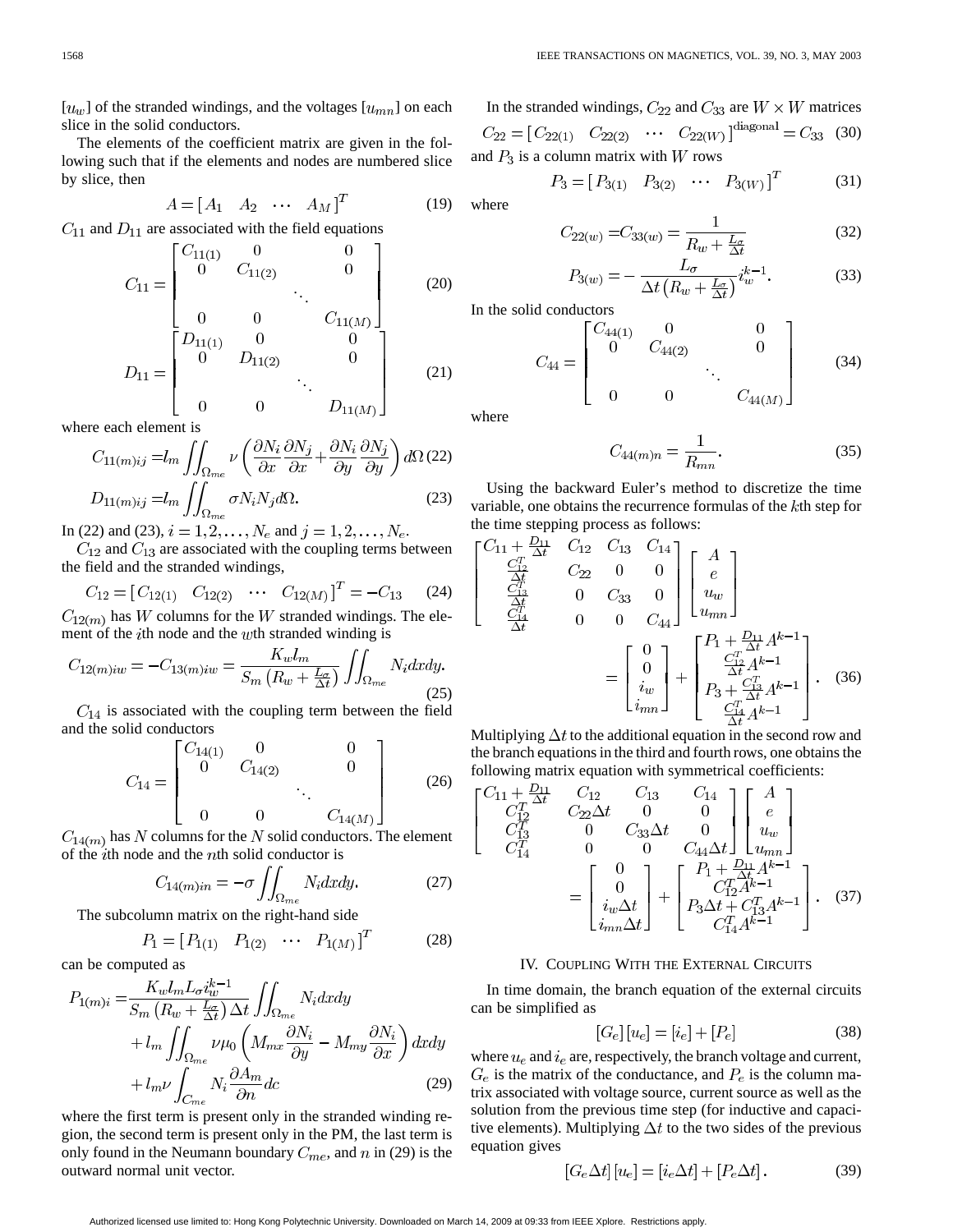$[u_w]$ of the stranded windings, and the voltages $[u_{mn}]$ on each slice in the solid conductors.

The elements of the coefficient matrix are given in the following such that if the elements and nodes are numbered slice by slice, then

$$A = \begin{bmatrix} A_1 & A_2 & \cdots & A_M \end{bmatrix}^T \tag{19}$$

$C_{11}$ and $D_{11}$ are associated with the field equations

$$C_{11} = \begin{bmatrix} C_{11(1)} & 0 & & 0 \\ 0 & C_{11(2)} & & 0 \\ & & \ddots & \\ 0 & 0 & & C_{11(M)} \end{bmatrix} \tag{20}$$

$$D_{11} = \begin{bmatrix} D_{11(1)} & 0 & & 0 \\ 0 & D_{11(2)} & & 0 \\ & & \ddots & \\ 0 & 0 & & D_{11(M)} \end{bmatrix} \tag{21}$$

where each element is

$$C_{11(m)ij} = l_m \iint_{\Omega_{me}} \nu \left( \frac{\partial N_i}{\partial x}\frac{\partial N_j}{\partial x} + \frac{\partial N_i}{\partial y}\frac{\partial N_j}{\partial y} \right) d\Omega \tag{22}$$

$$D_{11(m)ij} = l_m \iint_{\Omega_{me}} \sigma N_i N_j d\Omega. \tag{23}$$

In (22) and (23), $i = 1, 2, \ldots, N_e$ and $j = 1, 2, \ldots, N_e$.

$C_{12}$ and $C_{13}$ are associated with the coupling terms between the field and the stranded windings,

$$C_{12} = \begin{bmatrix} C_{12(1)} & C_{12(2)} & \cdots & C_{12(M)} \end{bmatrix}^T = -C_{13} \tag{24}$$

$C_{12(m)}$ has $W$ columns for the $W$ stranded windings. The element of the $i$th node and the $w$th stranded winding is

$$C_{12(m)iw} = -C_{13(m)iw} = \frac{K_w l_m}{S_m \left(R_w + \frac{L_\sigma}{\Delta t}\right)} \iint_{\Omega_{me}} N_i dxdy. \tag{25}$$

$C_{14}$ is associated with the coupling term between the field and the solid conductors

$$C_{14} = \begin{bmatrix} C_{14(1)} & 0 & & 0 \\ 0 & C_{14(2)} & & 0 \\ & & \ddots & \\ 0 & 0 & & C_{14(M)} \end{bmatrix} \tag{26}$$

$C_{14(m)}$ has $N$ columns for the $N$ solid conductors. The element of the $i$th node and the $n$th solid conductor is

$$C_{14(m)in} = -\sigma \iint_{\Omega_{me}} N_i dxdy. \tag{27}$$

The subcolumn matrix on the right-hand side

$$P_1 = \begin{bmatrix} P_{1(1)} & P_{1(2)} & \cdots & P_{1(M)} \end{bmatrix}^T \tag{28}$$

can be computed as

$$\begin{aligned} P_{1(m)i} = & \frac{K_w l_m L_\sigma i_w^{k-1}}{S_m \left(R_w + \frac{L_\sigma}{\Delta t}\right) \Delta t} \iint_{\Omega_{me}} N_i dxdy \\ & + l_m \iint_{\Omega_{me}} \nu \mu_0 \left( M_{mx} \frac{\partial N_i}{\partial y} - M_{my} \frac{\partial N_i}{\partial x} \right) dxdy \\ & + l_m \nu \int_{C_{me}} N_i \frac{\partial A_m}{\partial n} dc \end{aligned} \tag{29}$$

where the first term is present only in the stranded winding region, the second term is present only in the PM, the last term is only found in the Neumann boundary $C_{me}$, and $n$ in (29) is the outward normal unit vector.

In the stranded windings, $C_{22}$ and $C_{33}$ are $W \times W$ matrices

$$C_{22} = \begin{bmatrix} C_{22(1)} & C_{22(2)} & \cdots & C_{22(W)} \end{bmatrix}^{\text{diagonal}} = C_{33} \tag{30}$$

and $P_3$ is a column matrix with $W$ rows

$$P_3 = \begin{bmatrix} P_{3(1)} & P_{3(2)} & \cdots & P_{3(W)} \end{bmatrix}^T \tag{31}$$

where

$$C_{22(w)} = C_{33(w)} = \frac{1}{R_w + \frac{L_\sigma}{\Delta t}} \tag{32}$$

$$P_{3(w)} = -\frac{L_\sigma}{\Delta t \left(R_w + \frac{L_\sigma}{\Delta t}\right)} i_w^{k-1}. \tag{33}$$

In the solid conductors

$$C_{44} = \begin{bmatrix} C_{44(1)} & 0 & & 0 \\ 0 & C_{44(2)} & & 0 \\ & & \ddots & \\ 0 & 0 & & C_{44(M)} \end{bmatrix} \tag{34}$$

where

$$C_{44(m)n} = \frac{1}{R_{mn}}. \tag{35}$$

Using the backward Euler's method to discretize the time variable, one obtains the recurrence formulas of the $k$th step for the time stepping process as follows:

$$\begin{bmatrix} C_{11} + \frac{D_{11}}{\Delta t} & C_{12} & C_{13} & C_{14} \\ \frac{C_{12}^T}{\Delta t} & C_{22} & 0 & 0 \\ \frac{C_{13}^T}{\Delta t} & 0 & C_{33} & 0 \\ \frac{C_{14}^T}{\Delta t} & 0 & 0 & C_{44} \end{bmatrix} \begin{bmatrix} A \\ e \\ u_w \\ u_{mn} \end{bmatrix} = \begin{bmatrix} 0 \\ 0 \\ i_w \\ i_{mn} \end{bmatrix} + \begin{bmatrix} P_1 + \frac{D_{11}}{\Delta t} A^{k-1} \\ \frac{C_{12}^T}{\Delta t} A^{k-1} \\ P_3 + \frac{C_{13}^T}{\Delta t} A^{k-1} \\ \frac{C_{14}^T}{\Delta t} A^{k-1} \end{bmatrix}. \tag{36}$$

Multiplying $\Delta t$ to the additional equation in the second row and the branch equations in the third and fourth rows, one obtains the following matrix equation with symmetrical coefficients:

$$\begin{bmatrix} C_{11} + \frac{D_{11}}{\Delta t} & C_{12} & C_{13} & C_{14} \\ C_{12}^T & C_{22}\Delta t & 0 & 0 \\ C_{13}^T & 0 & C_{33}\Delta t & 0 \\ C_{14}^T & 0 & 0 & C_{44}\Delta t \end{bmatrix} \begin{bmatrix} A \\ e \\ u_w \\ u_{mn} \end{bmatrix} = \begin{bmatrix} 0 \\ 0 \\ i_w \Delta t \\ i_{mn} \Delta t \end{bmatrix} + \begin{bmatrix} P_1 + \frac{D_{11}}{\Delta t} A^{k-1} \\ C_{12}^T A^{k-1} \\ P_3 \Delta t + C_{13}^T A^{k-1} \\ C_{14}^T A^{k-1} \end{bmatrix}. \tag{37}$$

## IV. Coupling With the External Circuits

In time domain, the branch equation of the external circuits can be simplified as

$$[G_e][u_e] = [i_e] + [P_e] \tag{38}$$

where $u_e$ and $i_e$ are, respectively, the branch voltage and current, $G_e$ is the matrix of the conductance, and $P_e$ is the column matrix associated with voltage source, current source as well as the solution from the previous time step (for inductive and capacitive elements). Multiplying $\Delta t$ to the two sides of the previous equation gives

$$[G_e \Delta t][u_e] = [i_e \Delta t] + [P_e \Delta t]. \tag{39}$$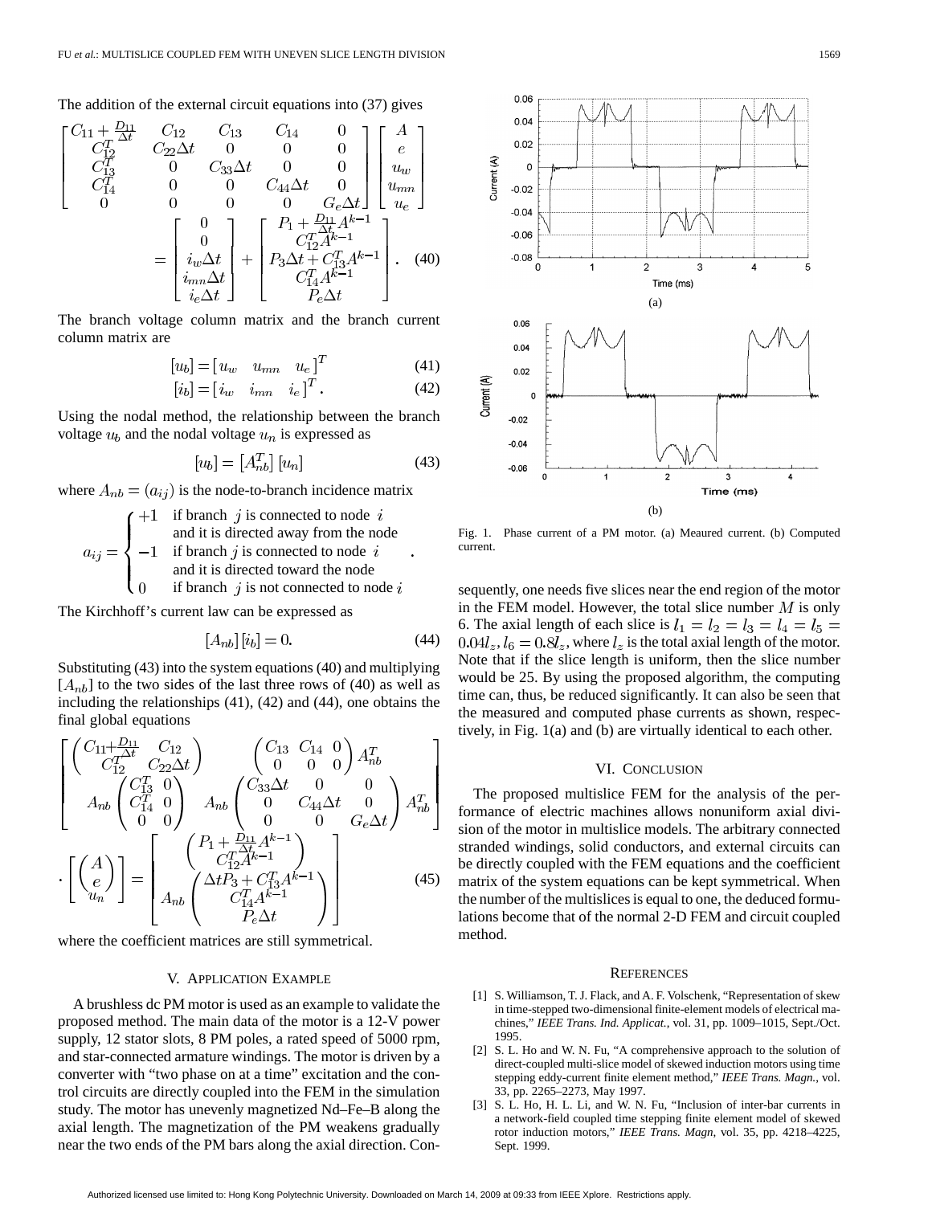The addition of the external circuit equations into (37) gives

$$\begin{bmatrix} C_{11}+\frac{D_{11}}{\Delta t} & C_{12} & C_{13} & C_{14} & 0 \\ C_{12}^T & C_{22}\Delta t & 0 & 0 & 0 \\ C_{13}^T & 0 & C_{33}\Delta t & 0 & 0 \\ C_{14}^T & 0 & 0 & C_{44}\Delta t & 0 \\ 0 & 0 & 0 & 0 & G_e\Delta t \end{bmatrix} \begin{bmatrix} A \\ e \\ u_w \\ u_{mn} \\ u_e \end{bmatrix} = \begin{bmatrix} 0 \\ 0 \\ i_w\Delta t \\ i_{mn}\Delta t \\ i_e\Delta t \end{bmatrix} + \begin{bmatrix} P_1+\frac{D_{11}}{\Delta t}A^{k-1} \\ C_{12}^T A^{k-1} \\ P_3\Delta t + C_{13}^T A^{k-1} \\ C_{14}^T A^{k-1} \\ P_e\Delta t \end{bmatrix}. \quad (40)$$

The branch voltage column matrix and the branch current column matrix are

$$[u_b] = [u_w \quad u_{mn} \quad u_e]^T \quad (41)$$

$$[i_b] = [i_w \quad i_{mn} \quad i_e]^T. \quad (42)$$

Using the nodal method, the relationship between the branch voltage $u_b$ and the nodal voltage $u_n$ is expressed as

$$[u_b] = [A_{nb}^T][u_n] \quad (43)$$

where $A_{nb} = (a_{ij})$ is the node-to-branch incidence matrix

$$a_{ij} = \begin{cases} +1 & \text{if branch } j \text{ is connected to node } i \\ & \text{and it is directed away from the node} \\ -1 & \text{if branch } j \text{ is connected to node } i \\ & \text{and it is directed toward the node} \\ 0 & \text{if branch } j \text{ is not connected to node } i \end{cases}.$$

The Kirchhoff's current law can be expressed as

$$[A_{nb}][i_b] = 0. \quad (44)$$

Substituting (43) into the system equations (40) and multiplying $[A_{nb}]$ to the two sides of the last three rows of (40) as well as including the relationships (41), (42) and (44), one obtains the final global equations

$$\begin{bmatrix} \begin{pmatrix} C_{11}+\frac{D_{11}}{\Delta t} & C_{12} \\ C_{12}^T & C_{22}\Delta t \end{pmatrix} & \begin{pmatrix} C_{13} & C_{14} & 0 \\ 0 & 0 & 0 \end{pmatrix} A_{nb}^T \\ A_{nb}\begin{pmatrix} C_{13}^T & 0 \\ C_{14}^T & 0 \\ 0 & 0 \end{pmatrix} & A_{nb}\begin{pmatrix} C_{33}\Delta t & 0 & 0 \\ 0 & C_{44}\Delta t & 0 \\ 0 & 0 & G_e\Delta t \end{pmatrix} A_{nb}^T \end{bmatrix} \cdot \begin{bmatrix} \begin{pmatrix} A \\ e \end{pmatrix} \\ u_n \end{bmatrix} = \begin{bmatrix} \begin{pmatrix} P_1+\frac{D_{11}}{\Delta t}A^{k-1} \\ C_{12}^T A^{k-1} \end{pmatrix} \\ A_{nb}\begin{pmatrix} \Delta t P_3 + C_{13}^T A^{k-1} \\ C_{14}^T A^{k-1} \\ P_e\Delta t \end{pmatrix} \end{bmatrix} \quad (45)$$

where the coefficient matrices are still symmetrical.

## V. Application Example

A brushless dc PM motor is used as an example to validate the proposed method. The main data of the motor is a 12-V power supply, 12 stator slots, 8 PM poles, a rated speed of 5000 rpm, and star-connected armature windings. The motor is driven by a converter with "two phase on at a time" excitation and the control circuits are directly coupled into the FEM in the simulation study. The motor has unevenly magnetized Nd–Fe–B along the axial length. The magnetization of the PM weakens gradually near the two ends of the PM bars along the axial direction. Consequently, one needs five slices near the end region of the motor in the FEM model. However, the total slice number $M$ is only 6. The axial length of each slice is $l_1 = l_2 = l_3 = l_4 = l_5 = 0.04l_z, l_6 = 0.8l_z$, where $l_z$ is the total axial length of the motor. Note that if the slice length is uniform, then the slice number would be 25. By using the proposed algorithm, the computing time can, thus, be reduced significantly. It can also be seen that the measured and computed phase currents as shown, respectively, in Fig. 1(a) and (b) are virtually identical to each other.

0.06
0.04
0.02
0
-0.02
-0.04
-0.06
-0.08
Current (A)
0 1 2 3 4 5
Time (ms)
(a)

0.06
0.04
0.02
0
-0.02
-0.04
-0.06
Current (A)
0 1 2 3 4
Time (ms)
(b)

Fig. 1. Phase current of a PM motor. (a) Meaured current. (b) Computed current.

## VI. Conclusion

The proposed multislice FEM for the analysis of the performance of electric machines allows nonuniform axial division of the motor in multislice models. The arbitrary connected stranded windings, solid conductors, and external circuits can be directly coupled with the FEM equations and the coefficient matrix of the system equations can be kept symmetrical. When the number of the multislices is equal to one, the deduced formulations become that of the normal 2-D FEM and circuit coupled method.

## References

[1] S. Williamson, T. J. Flack, and A. F. Volschenk, "Representation of skew in time-stepped two-dimensional finite-element models of electrical machines," *IEEE Trans. Ind. Applicat.*, vol. 31, pp. 1009–1015, Sept./Oct. 1995.

[2] S. L. Ho and W. N. Fu, "A comprehensive approach to the solution of direct-coupled multi-slice model of skewed induction motors using time stepping eddy-current finite element method," *IEEE Trans. Magn.*, vol. 33, pp. 2265–2273, May 1997.

[3] S. L. Ho, H. L. Li, and W. N. Fu, "Inclusion of inter-bar currents in a network-field coupled time stepping finite element model of skewed rotor induction motors," *IEEE Trans. Magn*, vol. 35, pp. 4218–4225, Sept. 1999.